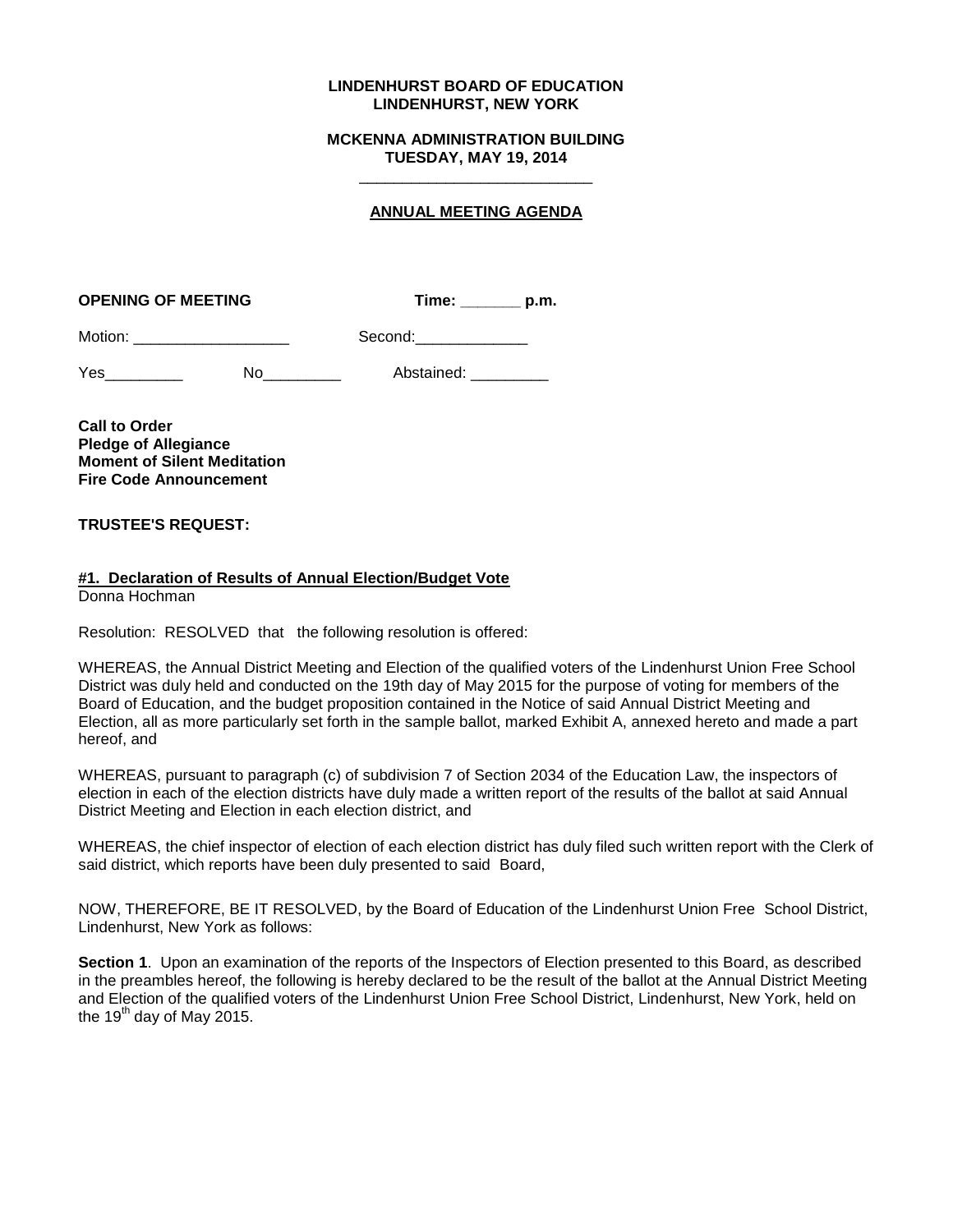**LINDENHURST BOARD OF EDUCATION**
**LINDENHURST, NEW YORK**

**MCKENNA ADMINISTRATION BUILDING**
**TUESDAY, MAY 19, 2014**

___________________________

**ANNUAL MEETING AGENDA**

**OPENING OF MEETING** **Time: _______ p.m.**

Motion: ___________________ Second:_____________

Yes_________ No_________ Abstained: _________

**Call to Order**
**Pledge of Allegiance**
**Moment of Silent Meditation**
**Fire Code Announcement**

**TRUSTEE'S REQUEST:**

**#1. Declaration of Results of Annual Election/Budget Vote**
Donna Hochman

Resolution: RESOLVED that the following resolution is offered:

WHEREAS, the Annual District Meeting and Election of the qualified voters of the Lindenhurst Union Free School District was duly held and conducted on the 19th day of May 2015 for the purpose of voting for members of the Board of Education, and the budget proposition contained in the Notice of said Annual District Meeting and Election, all as more particularly set forth in the sample ballot, marked Exhibit A, annexed hereto and made a part hereof, and

WHEREAS, pursuant to paragraph (c) of subdivision 7 of Section 2034 of the Education Law, the inspectors of election in each of the election districts have duly made a written report of the results of the ballot at said Annual District Meeting and Election in each election district, and

WHEREAS, the chief inspector of election of each election district has duly filed such written report with the Clerk of said district, which reports have been duly presented to said Board,

NOW, THEREFORE, BE IT RESOLVED, by the Board of Education of the Lindenhurst Union Free School District, Lindenhurst, New York as follows:

**Section 1**. Upon an examination of the reports of the Inspectors of Election presented to this Board, as described in the preambles hereof, the following is hereby declared to be the result of the ballot at the Annual District Meeting and Election of the qualified voters of the Lindenhurst Union Free School District, Lindenhurst, New York, held on the 19th day of May 2015.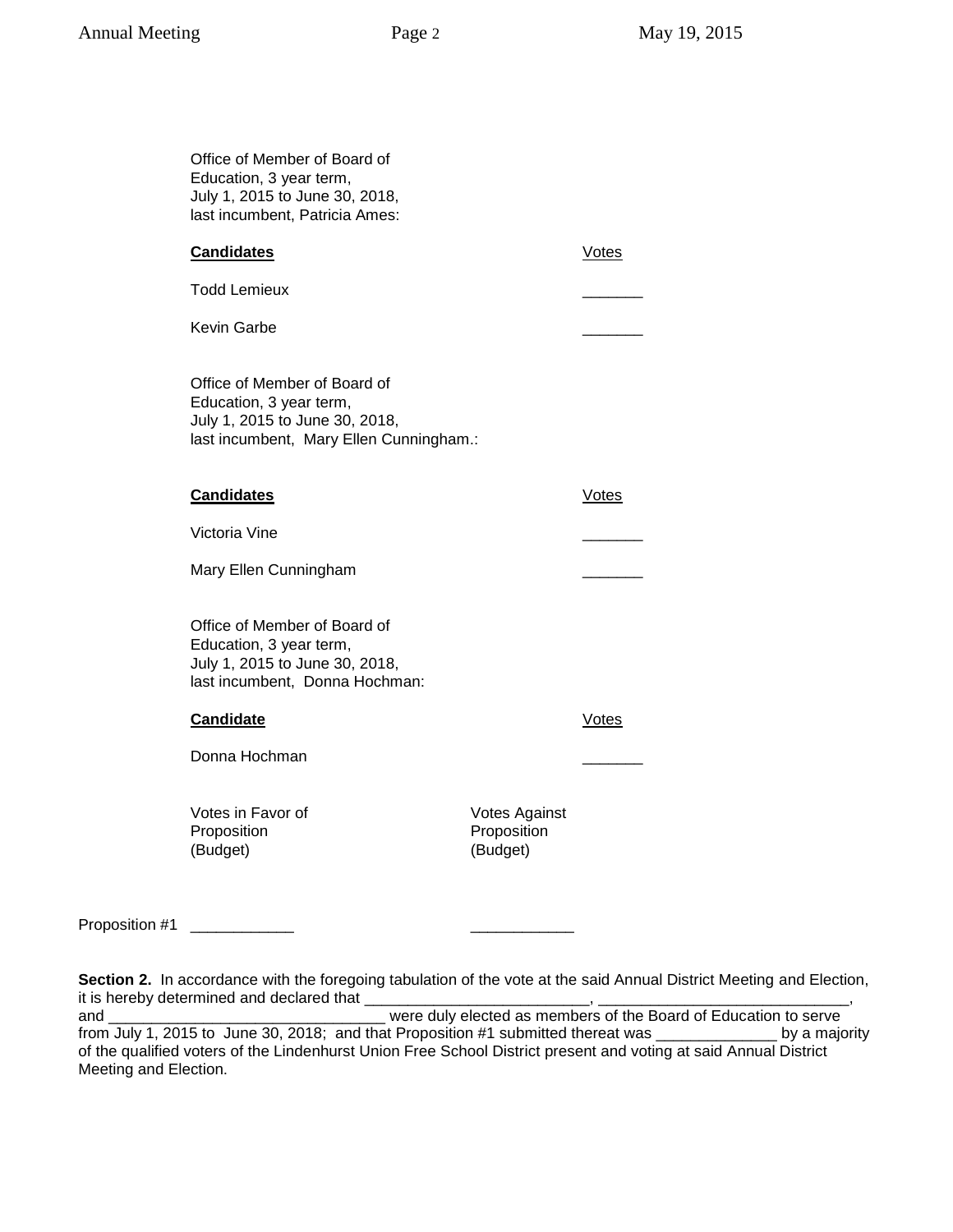Office of Member of Board of
Education, 3 year term,
July 1, 2015 to June 30, 2018,
last incumbent, Patricia Ames:

| **Candidates** | Votes |
|---|---|
| Todd Lemieux | _______ |
| Kevin Garbe | _______ |

Office of Member of Board of
Education, 3 year term,
July 1, 2015 to June 30, 2018,
last incumbent, Mary Ellen Cunningham.:

| **Candidates** | Votes |
|---|---|
| Victoria Vine | _______ |
| Mary Ellen Cunningham | _______ |

Office of Member of Board of
Education, 3 year term,
July 1, 2015 to June 30, 2018,
last incumbent, Donna Hochman:

| **Candidate** | Votes |
|---|---|
| Donna Hochman | _______ |

| | Votes in Favor of Proposition (Budget) | Votes Against Proposition (Budget) |
|---|---|---|
| Proposition #1 | ____________ | ____________ |

**Section 2.** In accordance with the foregoing tabulation of the vote at the said Annual District Meeting and Election, it is hereby determined and declared that __________________________, _____________________________, and ________________________________ were duly elected as members of the Board of Education to serve from July 1, 2015 to June 30, 2018; and that Proposition #1 submitted thereat was ______________ by a majority of the qualified voters of the Lindenhurst Union Free School District present and voting at said Annual District Meeting and Election.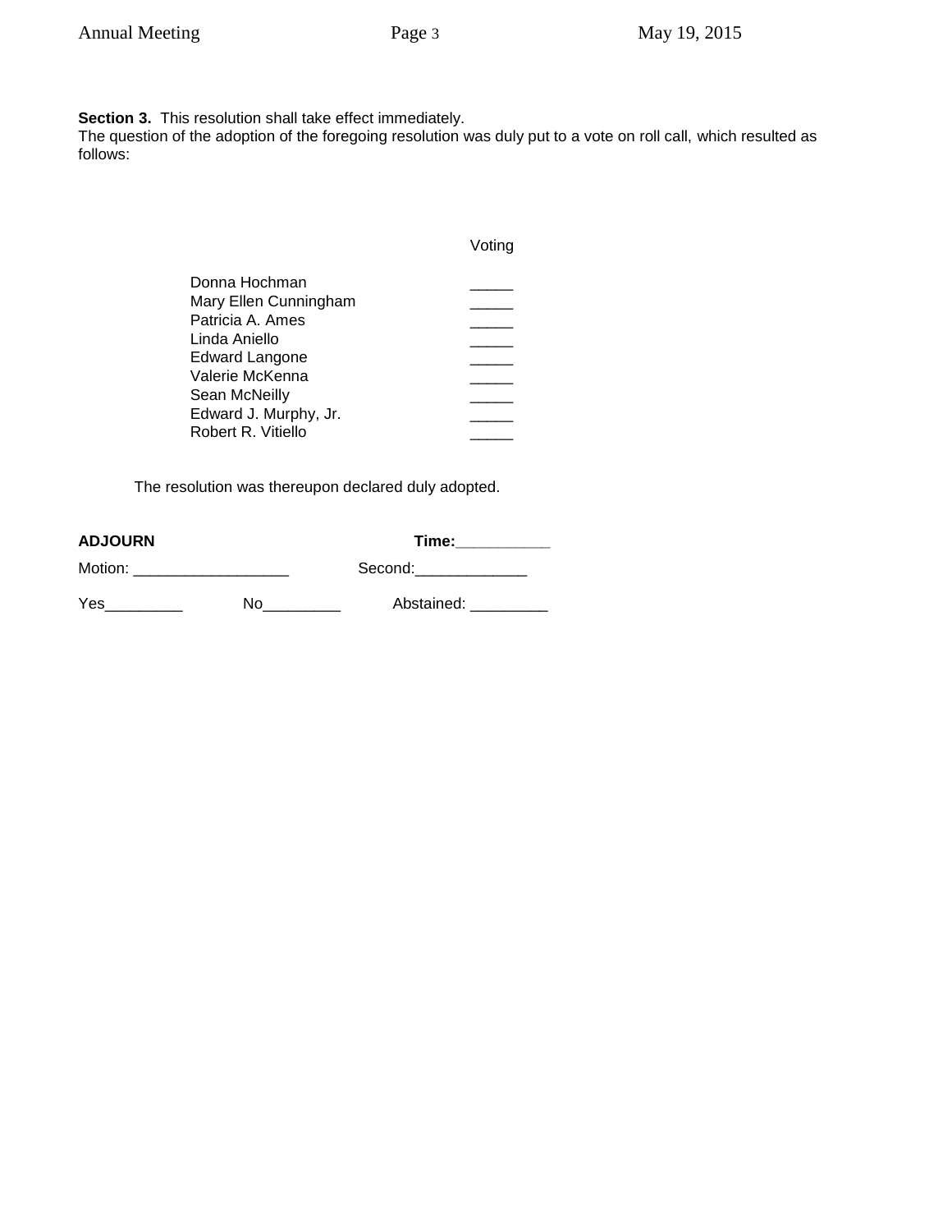**Section 3.** This resolution shall take effect immediately.
The question of the adoption of the foregoing resolution was duly put to a vote on roll call, which resulted as follows:

| | Voting |
|---|---|
| Donna Hochman | _____ |
| Mary Ellen Cunningham | _____ |
| Patricia A. Ames | _____ |
| Linda Aniello | _____ |
| Edward Langone | _____ |
| Valerie McKenna | _____ |
| Sean McNeilly | _____ |
| Edward J. Murphy, Jr. | _____ |
| Robert R. Vitiello | _____ |

The resolution was thereupon declared duly adopted.

**ADJOURN** **Time:**___________

Motion: __________________ Second:_____________

Yes_________ No_________ Abstained: _________